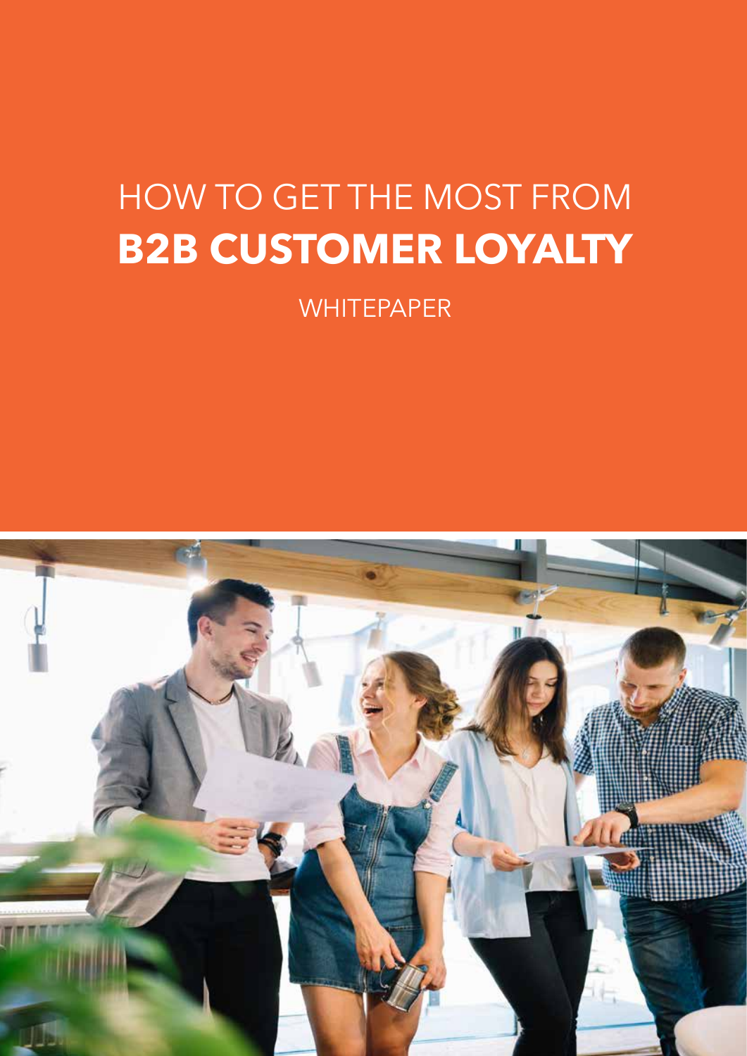# HOW TO GET THE MOST FROM **B2B CUSTOMER LOYALTY**

WHITEPAPER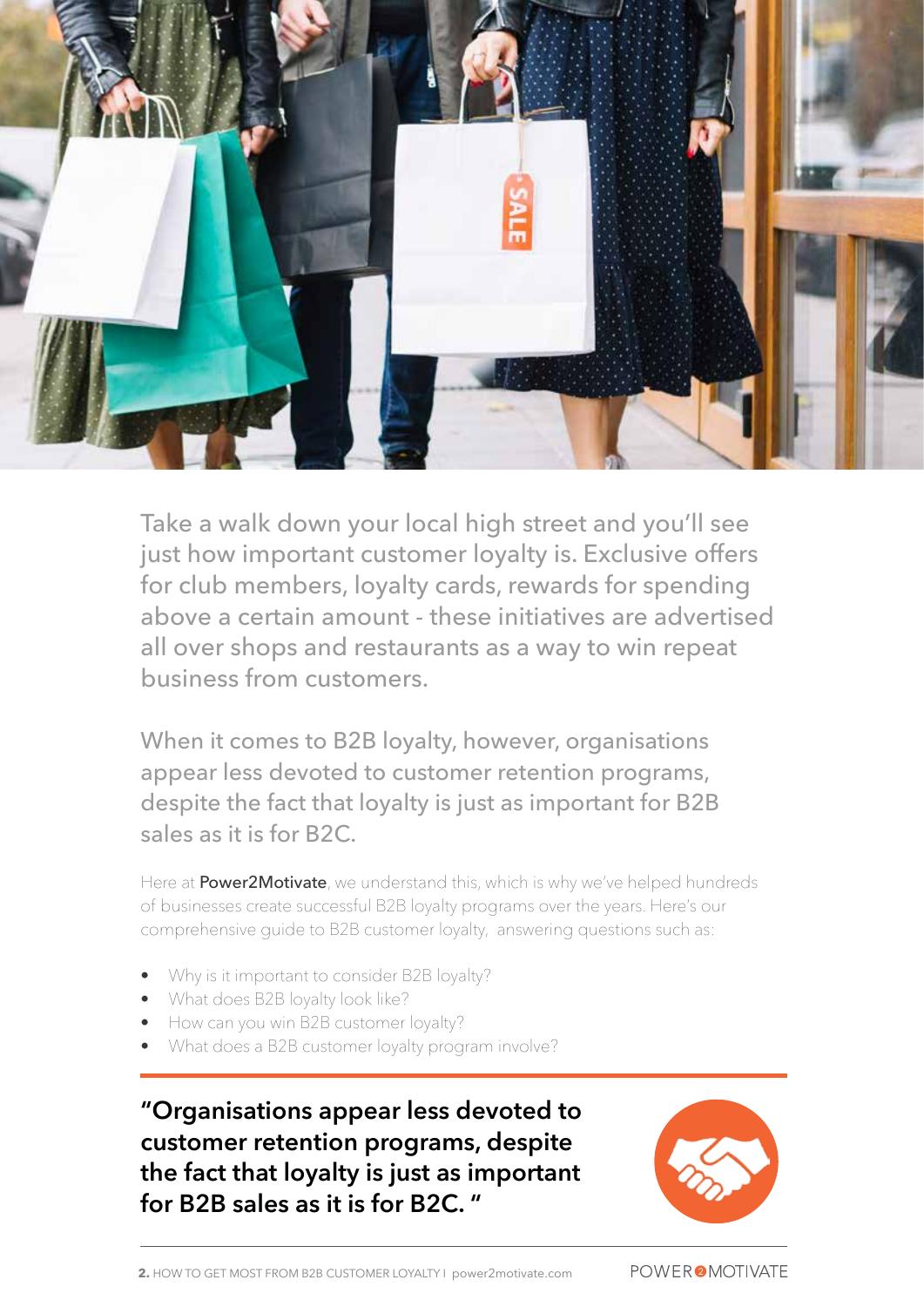Take a walk down your local high street and you'll see just how important customer loyalty is. Exclusive offers for club members, loyalty cards, rewards for spending above a certain amount - these initiatives are advertised all over shops and restaurants as a way to win repeat business from customers.

When it comes to B2B loyalty, however, organisations appear less devoted to customer retention programs, despite the fact that loyalty is just as important for B2B sales as it is for B2C.

Here at **Power2Motivate**, we understand this, which is why we've helped hundreds of businesses create successful B2B loyalty programs over the years. Here's our comprehensive guide to B2B customer loyalty, answering questions such as:

- Why is it important to consider B2B loyalty?
- What does B2B loyalty look like?
- How can you win B2B customer loyalty?
- What does a B2B customer loyalty program involve?

**"Organisations appear less devoted to customer retention programs, despite the fact that loyalty is just as important for B2B sales as it is for B2C."**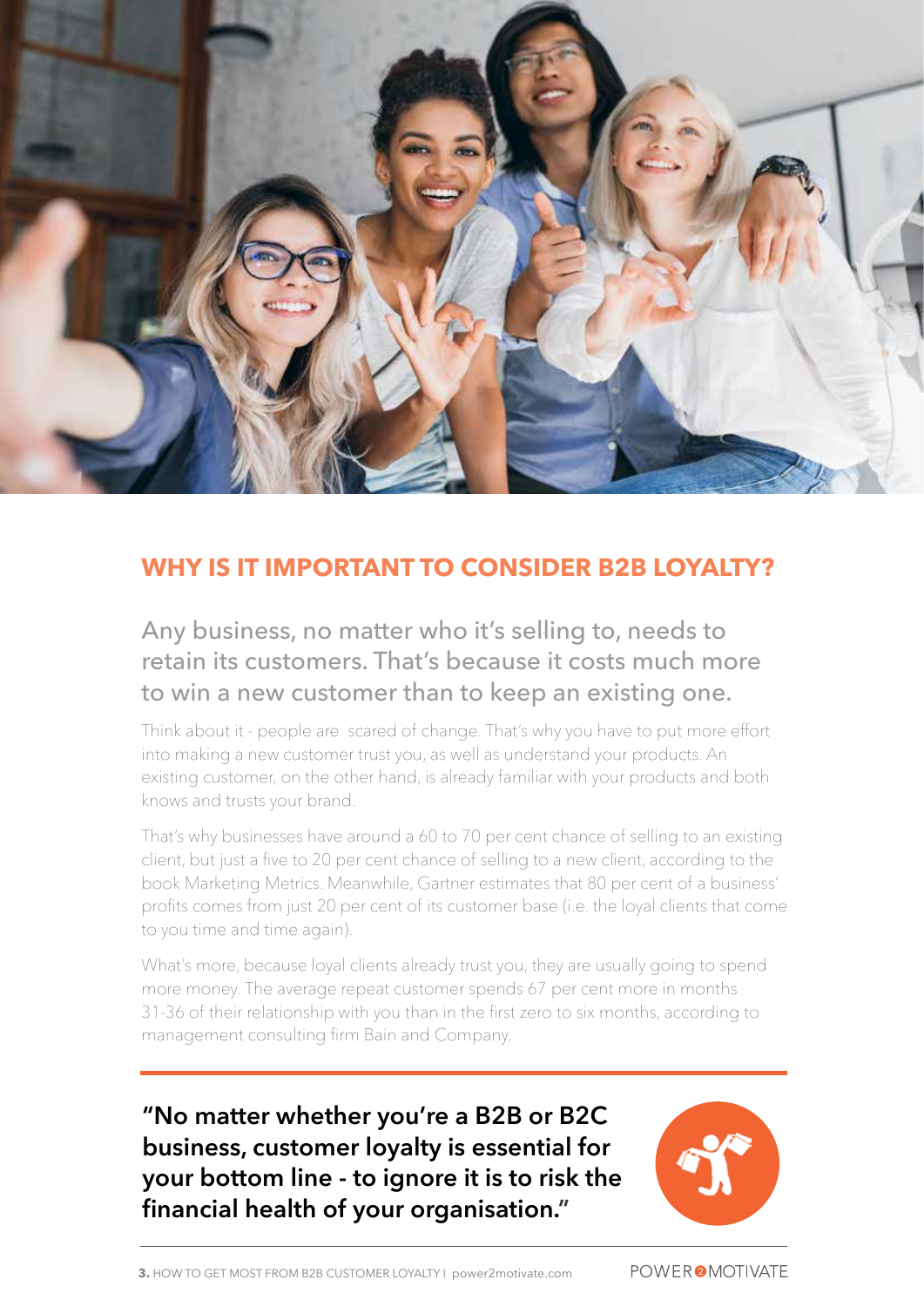## WHY IS IT IMPORTANT TO CONSIDER B2B LOYALTY?

Any business, no matter who it's selling to, needs to retain its customers. That's because it costs much more to win a new customer than to keep an existing one.

Think about it - people are scared of change. That's why you have to put more effort into making a new customer trust you, as well as understand your products. An existing customer, on the other hand, is already familiar with your products and both knows and trusts your brand.

That's why businesses have around a 60 to 70 per cent chance of selling to an existing client, but just a five to 20 per cent chance of selling to a new client, according to the book Marketing Metrics. Meanwhile, Gartner estimates that 80 per cent of a business' profits comes from just 20 per cent of its customer base (i.e. the loyal clients that come to you time and time again).

What's more, because loyal clients already trust you, they are usually going to spend more money. The average repeat customer spends 67 per cent more in months 31-36 of their relationship with you than in the first zero to six months, according to management consulting firm Bain and Company.

**"No matter whether you're a B2B or B2C business, customer loyalty is essential for your bottom line - to ignore it is to risk the financial health of your organisation."**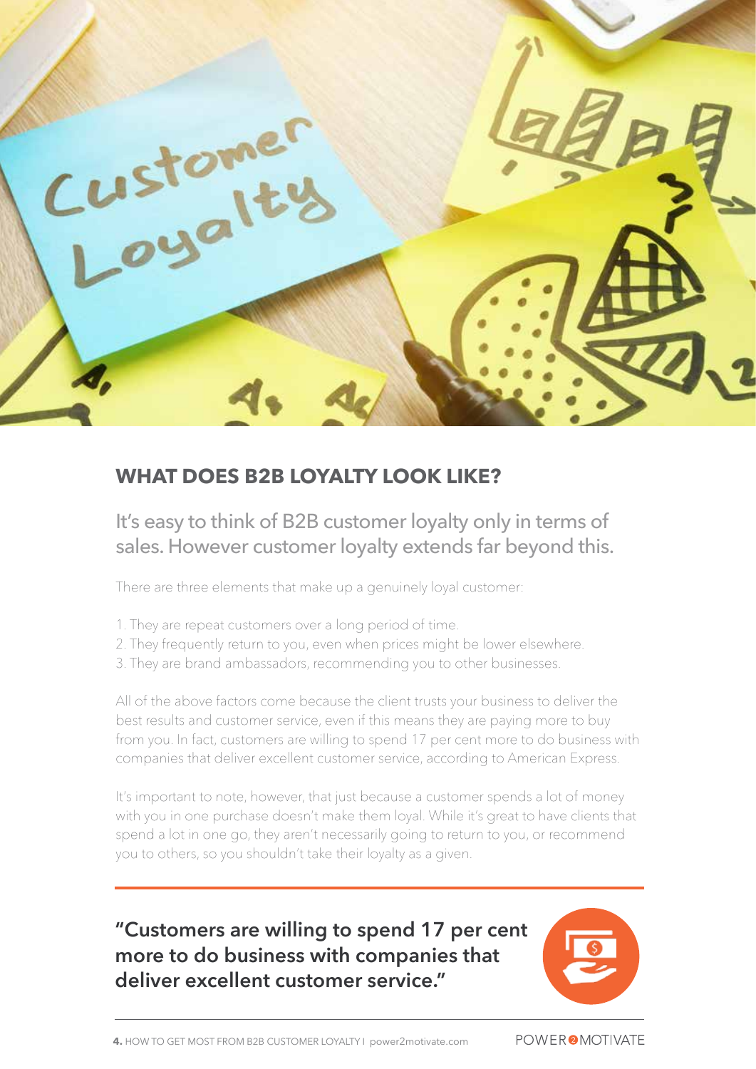## WHAT DOES B2B LOYALTY LOOK LIKE?

It's easy to think of B2B customer loyalty only in terms of sales. However customer loyalty extends far beyond this.

There are three elements that make up a genuinely loyal customer:

1. They are repeat customers over a long period of time.
2. They frequently return to you, even when prices might be lower elsewhere.
3. They are brand ambassadors, recommending you to other businesses.

All of the above factors come because the client trusts your business to deliver the best results and customer service, even if this means they are paying more to buy from you. In fact, customers are willing to spend 17 per cent more to do business with companies that deliver excellent customer service, according to American Express.

It's important to note, however, that just because a customer spends a lot of money with you in one purchase doesn't make them loyal. While it's great to have clients that spend a lot in one go, they aren't necessarily going to return to you, or recommend you to others, so you shouldn't take their loyalty as a given.

**"Customers are willing to spend 17 per cent more to do business with companies that deliver excellent customer service."**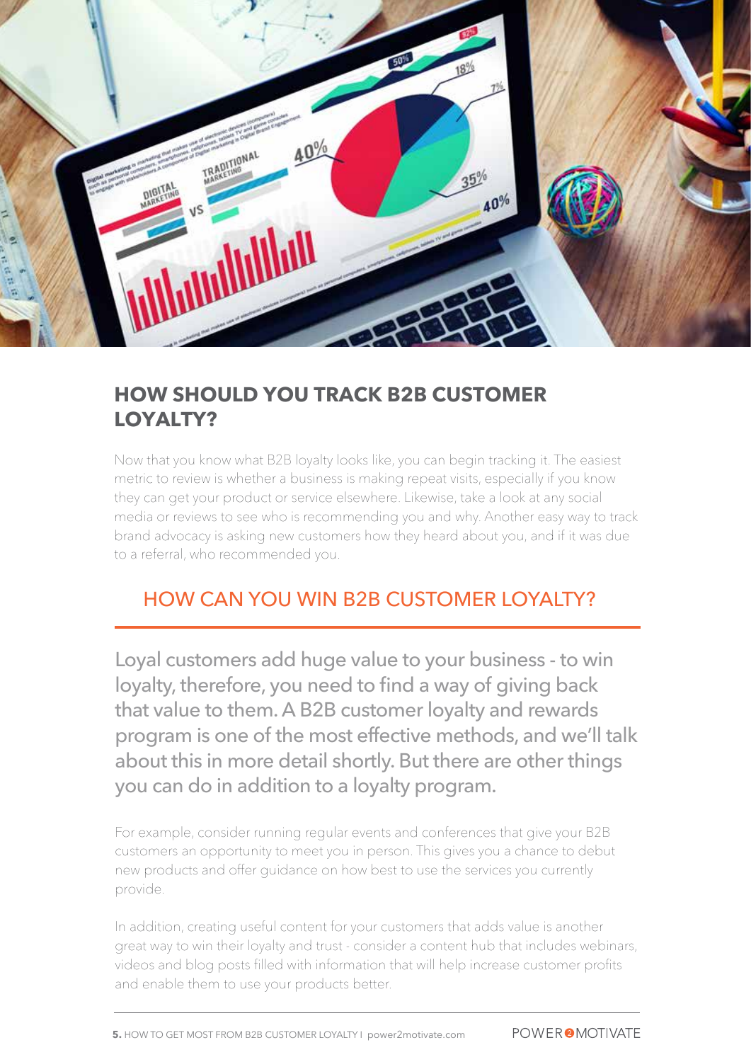## HOW SHOULD YOU TRACK B2B CUSTOMER LOYALTY?

Now that you know what B2B loyalty looks like, you can begin tracking it. The easiest metric to review is whether a business is making repeat visits, especially if you know they can get your product or service elsewhere. Likewise, take a look at any social media or reviews to see who is recommending you and why. Another easy way to track brand advocacy is asking new customers how they heard about you, and if it was due to a referral, who recommended you.

## HOW CAN YOU WIN B2B CUSTOMER LOYALTY?

Loyal customers add huge value to your business - to win loyalty, therefore, you need to find a way of giving back that value to them. A B2B customer loyalty and rewards program is one of the most effective methods, and we'll talk about this in more detail shortly. But there are other things you can do in addition to a loyalty program.

For example, consider running regular events and conferences that give your B2B customers an opportunity to meet you in person. This gives you a chance to debut new products and offer guidance on how best to use the services you currently provide.

In addition, creating useful content for your customers that adds value is another great way to win their loyalty and trust - consider a content hub that includes webinars, videos and blog posts filled with information that will help increase customer profits and enable them to use your products better.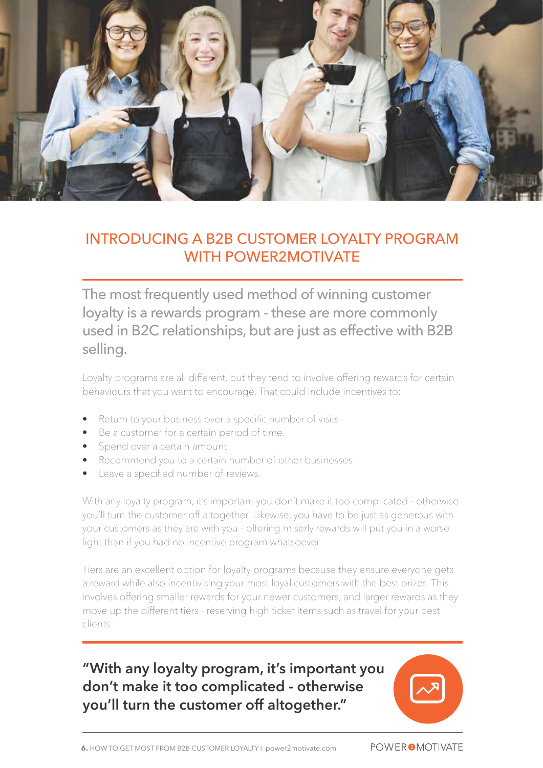## INTRODUCING A B2B CUSTOMER LOYALTY PROGRAM WITH POWER2MOTIVATE

The most frequently used method of winning customer loyalty is a rewards program - these are more commonly used in B2C relationships, but are just as effective with B2B selling.

Loyalty programs are all different, but they tend to involve offering rewards for certain behaviours that you want to encourage. That could include incentives to:

- Return to your business over a specific number of visits.
- Be a customer for a certain period of time.
- Spend over a certain amount.
- Recommend you to a certain number of other businesses.
- Leave a specified number of reviews.

With any loyalty program, it's important you don't make it too complicated - otherwise you'll turn the customer off altogether. Likewise, you have to be just as generous with your customers as they are with you - offering miserly rewards will put you in a worse light than if you had no incentive program whatsoever.

Tiers are an excellent option for loyalty programs because they ensure everyone gets a reward while also incentivising your most loyal customers with the best prizes. This involves offering smaller rewards for your newer customers, and larger rewards as they move up the different tiers - reserving high ticket items such as travel for your best clients.

**"With any loyalty program, it's important you don't make it too complicated - otherwise you'll turn the customer off altogether."**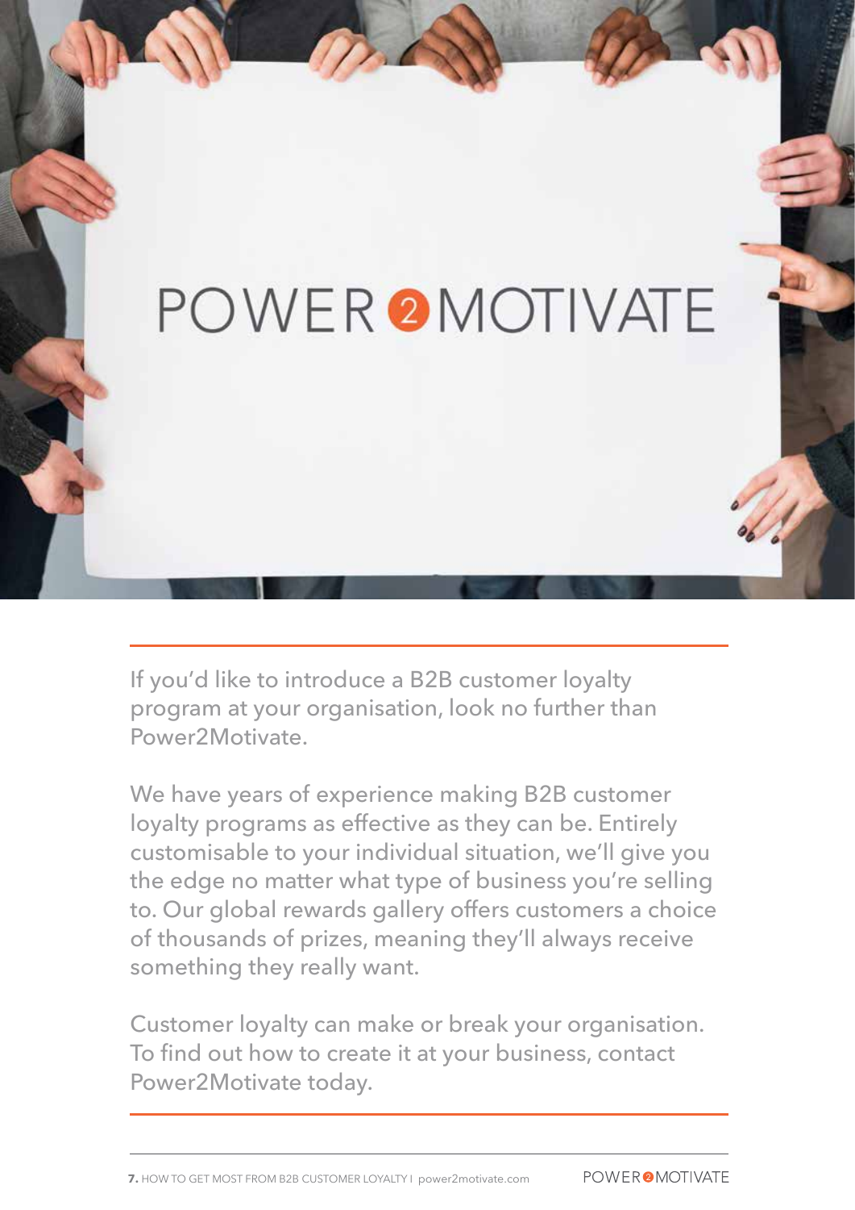If you'd like to introduce a B2B customer loyalty program at your organisation, look no further than Power2Motivate.

We have years of experience making B2B customer loyalty programs as effective as they can be. Entirely customisable to your individual situation, we'll give you the edge no matter what type of business you're selling to. Our global rewards gallery offers customers a choice of thousands of prizes, meaning they'll always receive something they really want.

Customer loyalty can make or break your organisation. To find out how to create it at your business, contact Power2Motivate today.